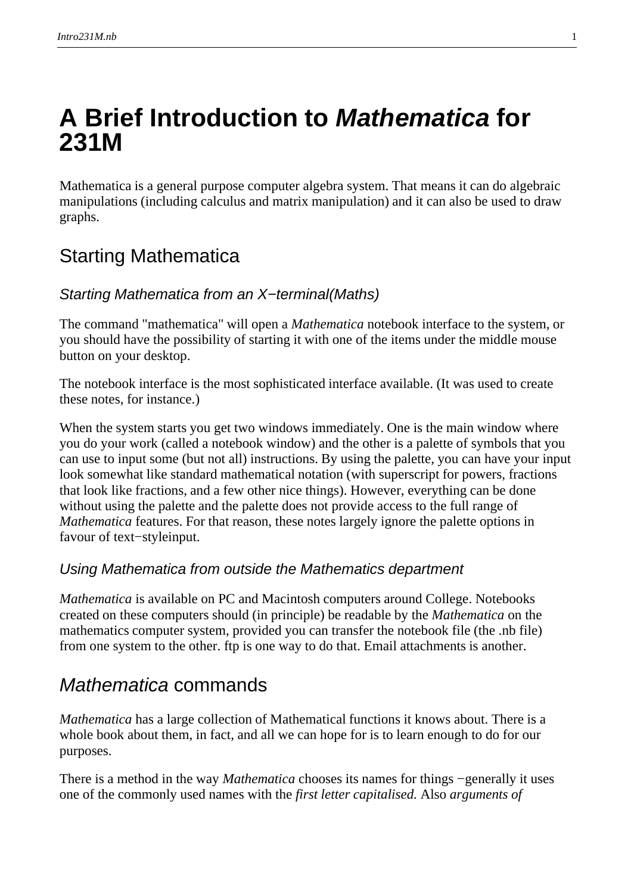# A Brief Introduction to *Mathematica* for 231M

Mathematica is a general purpose computer algebra system. That means it can do algebraic manipulations (including calculus and matrix manipulation) and it can also be used to draw graphs.

## Starting Mathematica

### *Starting Mathematica from an X−terminal(Maths)*

The command "mathematica" will open a *Mathematica* notebook interface to the system, or you should have the possibility of starting it with one of the items under the middle mouse button on your desktop.

The notebook interface is the most sophisticated interface available. (It was used to create these notes, for instance.)

When the system starts you get two windows immediately. One is the main window where you do your work (called a notebook window) and the other is a palette of symbols that you can use to input some (but not all) instructions. By using the palette, you can have your input look somewhat like standard mathematical notation (with superscript for powers, fractions that look like fractions, and a few other nice things). However, everything can be done without using the palette and the palette does not provide access to the full range of *Mathematica* features. For that reason, these notes largely ignore the palette options in favour of text−styleinput.

### *Using Mathematica from outside the Mathematics department*

*Mathematica* is available on PC and Macintosh computers around College. Notebooks created on these computers should (in principle) be readable by the *Mathematica* on the mathematics computer system, provided you can transfer the notebook file (the .nb file) from one system to the other. ftp is one way to do that. Email attachments is another.

## *Mathematica* commands

*Mathematica* has a large collection of Mathematical functions it knows about. There is a whole book about them, in fact, and all we can hope for is to learn enough to do for our purposes.

There is a method in the way *Mathematica* chooses its names for things −generally it uses one of the commonly used names with the *first letter capitalised.* Also *arguments of*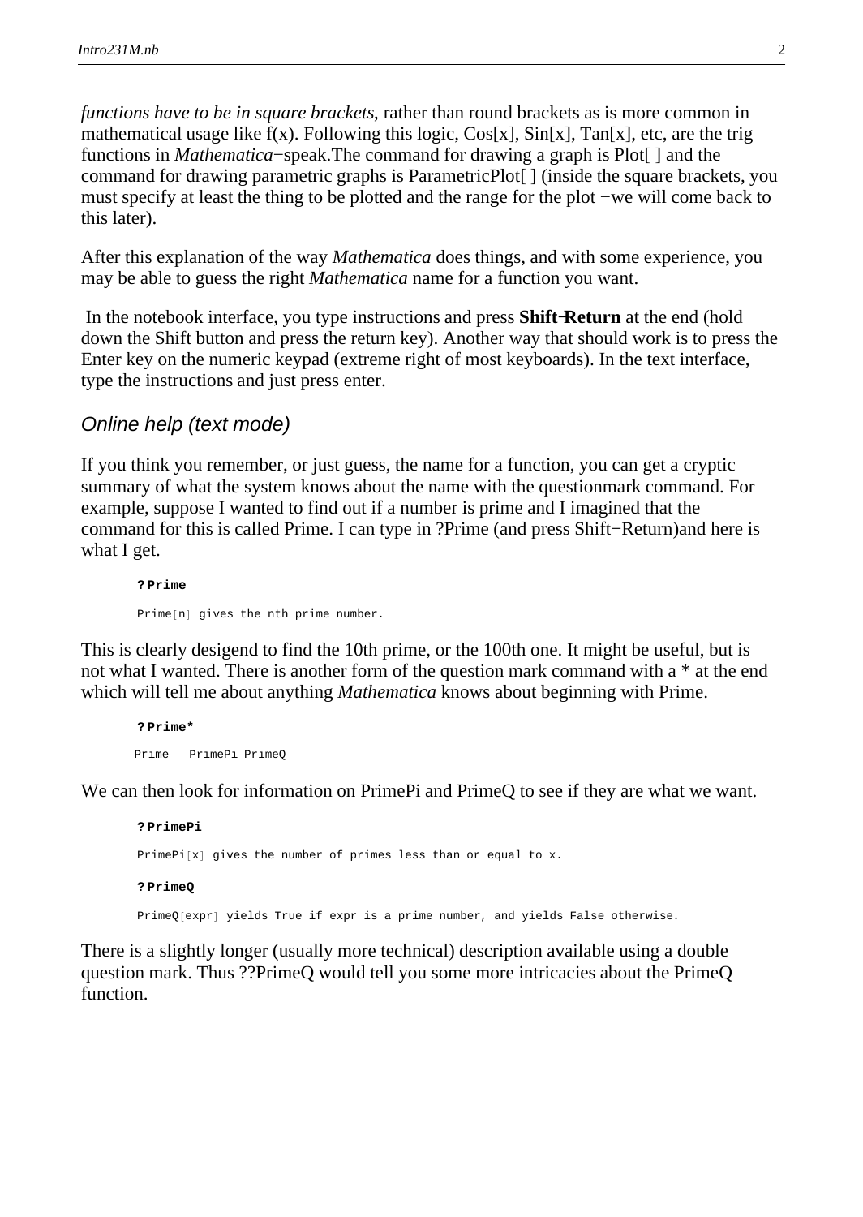*functions have to be in square brackets*, rather than round brackets as is more common in mathematical usage like f(x). Following this logic, Cos[x], Sin[x], Tan[x], etc, are the trig functions in *Mathematica*−speak.The command for drawing a graph is Plot[ ] and the command for drawing parametric graphs is ParametricPlot[ ] (inside the square brackets, you must specify at least the thing to be plotted and the range for the plot −we will come back to this later).

After this explanation of the way *Mathematica* does things, and with some experience, you may be able to guess the right *Mathematica* name for a function you want.

In the notebook interface, you type instructions and press **Shift−Return** at the end (hold down the Shift button and press the return key). Another way that should work is to press the Enter key on the numeric keypad (extreme right of most keyboards). In the text interface, type the instructions and just press enter.

## Online help (text mode)

If you think you remember, or just guess, the name for a function, you can get a cryptic summary of what the system knows about the name with the questionmark command. For example, suppose I wanted to find out if a number is prime and I imagined that the command for this is called Prime. I can type in ?Prime (and press Shift−Return)and here is what I get.

```
? Prime
```

```
Prime[n] gives the nth prime number.
```

This is clearly desigend to find the 10th prime, or the 100th one. It might be useful, but is not what I wanted. There is another form of the question mark command with a * at the end which will tell me about anything *Mathematica* knows about beginning with Prime.

```
? Prime*
```

```
Prime   PrimePi PrimeQ
```

We can then look for information on PrimePi and PrimeQ to see if they are what we want.

```
? PrimePi
```

```
PrimePi[x] gives the number of primes less than or equal to x.
```

```
? PrimeQ
```

```
PrimeQ[expr] yields True if expr is a prime number, and yields False otherwise.
```

There is a slightly longer (usually more technical) description available using a double question mark. Thus ??PrimeQ would tell you some more intricacies about the PrimeQ function.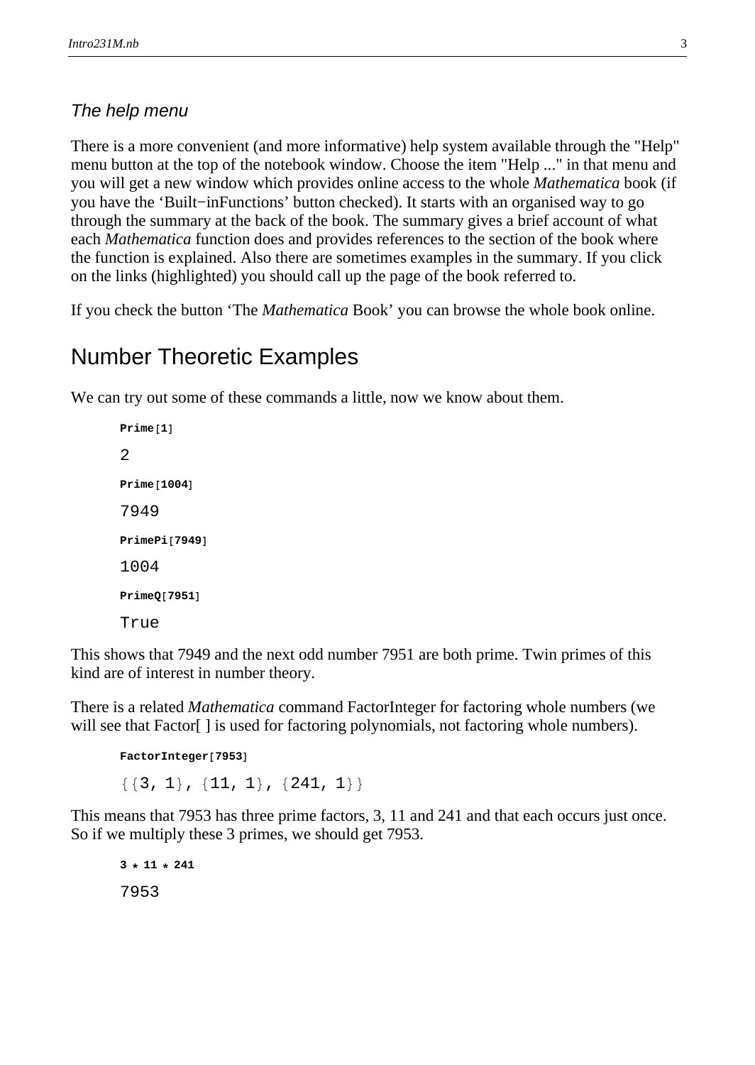### *The help menu*

There is a more convenient (and more informative) help system available through the "Help" menu button at the top of the notebook window. Choose the item "Help ..." in that menu and you will get a new window which provides online access to the whole *Mathematica* book (if you have the ‘Built−inFunctions’ button checked). It starts with an organised way to go through the summary at the back of the book. The summary gives a brief account of what each *Mathematica* function does and provides references to the section of the book where the function is explained. Also there are sometimes examples in the summary. If you click on the links (highlighted) you should call up the page of the book referred to.

If you check the button ‘The *Mathematica* Book’ you can browse the whole book online.

## Number Theoretic Examples

We can try out some of these commands a little, now we know about them.

```
Prime[1]
```

```
2
```

```
Prime[1004]
```

```
7949
```

```
PrimePi[7949]
```

```
1004
```

```
PrimeQ[7951]
```

```
True
```

This shows that 7949 and the next odd number 7951 are both prime. Twin primes of this kind are of interest in number theory.

There is a related *Mathematica* command FactorInteger for factoring whole numbers (we will see that Factor[ ] is used for factoring polynomials, not factoring whole numbers).

```
FactorInteger[7953]
```

```
{{3, 1}, {11, 1}, {241, 1}}
```

This means that 7953 has three prime factors, 3, 11 and 241 and that each occurs just once. So if we multiply these 3 primes, we should get 7953.

```
3 * 11 * 241
```

```
7953
```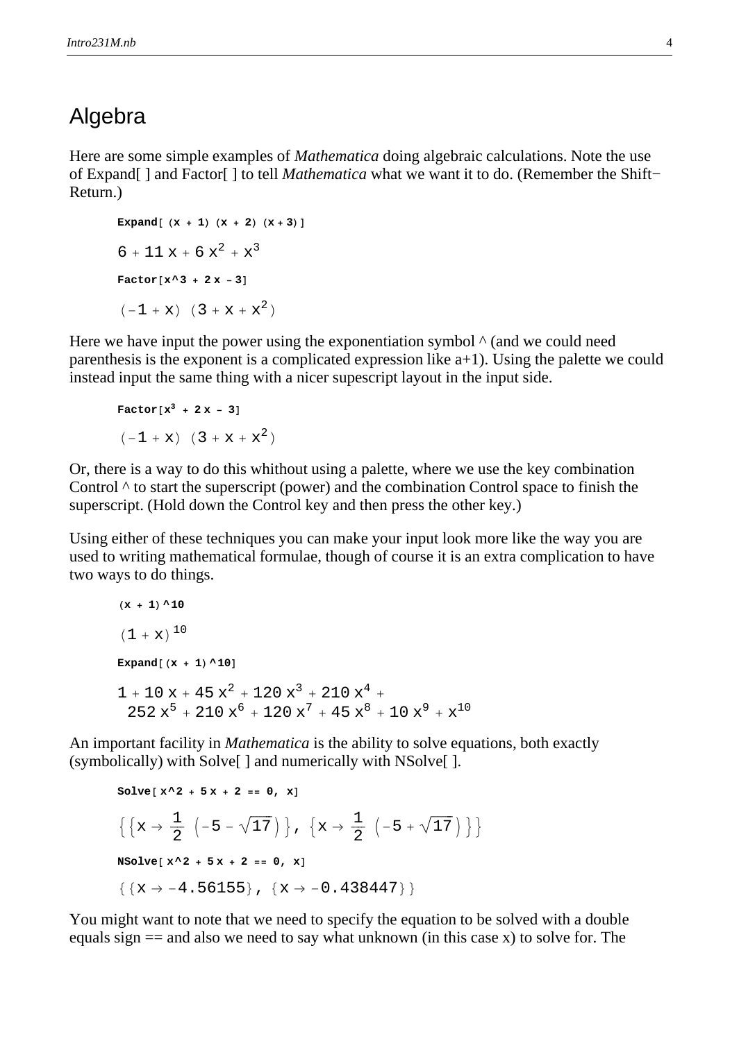## Algebra

Here are some simple examples of *Mathematica* doing algebraic calculations. Note the use of Expand[ ] and Factor[ ] to tell *Mathematica* what we want it to do. (Remember the Shift−Return.)

```
Expand[ (x + 1) (x + 2) (x + 3)]
```

$$6 + 11\,x + 6\,x^2 + x^3$$

```
Factor[x^3 + 2 x - 3]
```

$$(-1 + x)\,(3 + x + x^2)$$

Here we have input the power using the exponentiation symbol ^ (and we could need parenthesis is the exponent is a complicated expression like a+1). Using the palette we could instead input the same thing with a nicer supescript layout in the input side.

```
Factor[x³ + 2 x - 3]
```

$$(-1 + x)\,(3 + x + x^2)$$

Or, there is a way to do this whithout using a palette, where we use the key combination Control ^ to start the superscript (power) and the combination Control space to finish the superscript. (Hold down the Control key and then press the other key.)

Using either of these techniques you can make your input look more like the way you are used to writing mathematical formulae, though of course it is an extra complication to have two ways to do things.

```
(x + 1)^10
```

$$(1 + x)^{10}$$

```
Expand[(x + 1)^10]
```

$$1 + 10\,x + 45\,x^2 + 120\,x^3 + 210\,x^4 + 252\,x^5 + 210\,x^6 + 120\,x^7 + 45\,x^8 + 10\,x^9 + x^{10}$$

An important facility in *Mathematica* is the ability to solve equations, both exactly (symbolically) with Solve[ ] and numerically with NSolve[ ].

```
Solve[ x^2 + 5 x + 2 == 0, x]
```

$$\left\{\left\{x \to \frac{1}{2}\left(-5 - \sqrt{17}\right)\right\}, \left\{x \to \frac{1}{2}\left(-5 + \sqrt{17}\right)\right\}\right\}$$

```
NSolve[ x^2 + 5 x + 2 == 0, x]
```

$$\{\{x \to -4.56155\}, \{x \to -0.438447\}\}$$

You might want to note that we need to specify the equation to be solved with a double equals sign == and also we need to say what unknown (in this case x) to solve for. The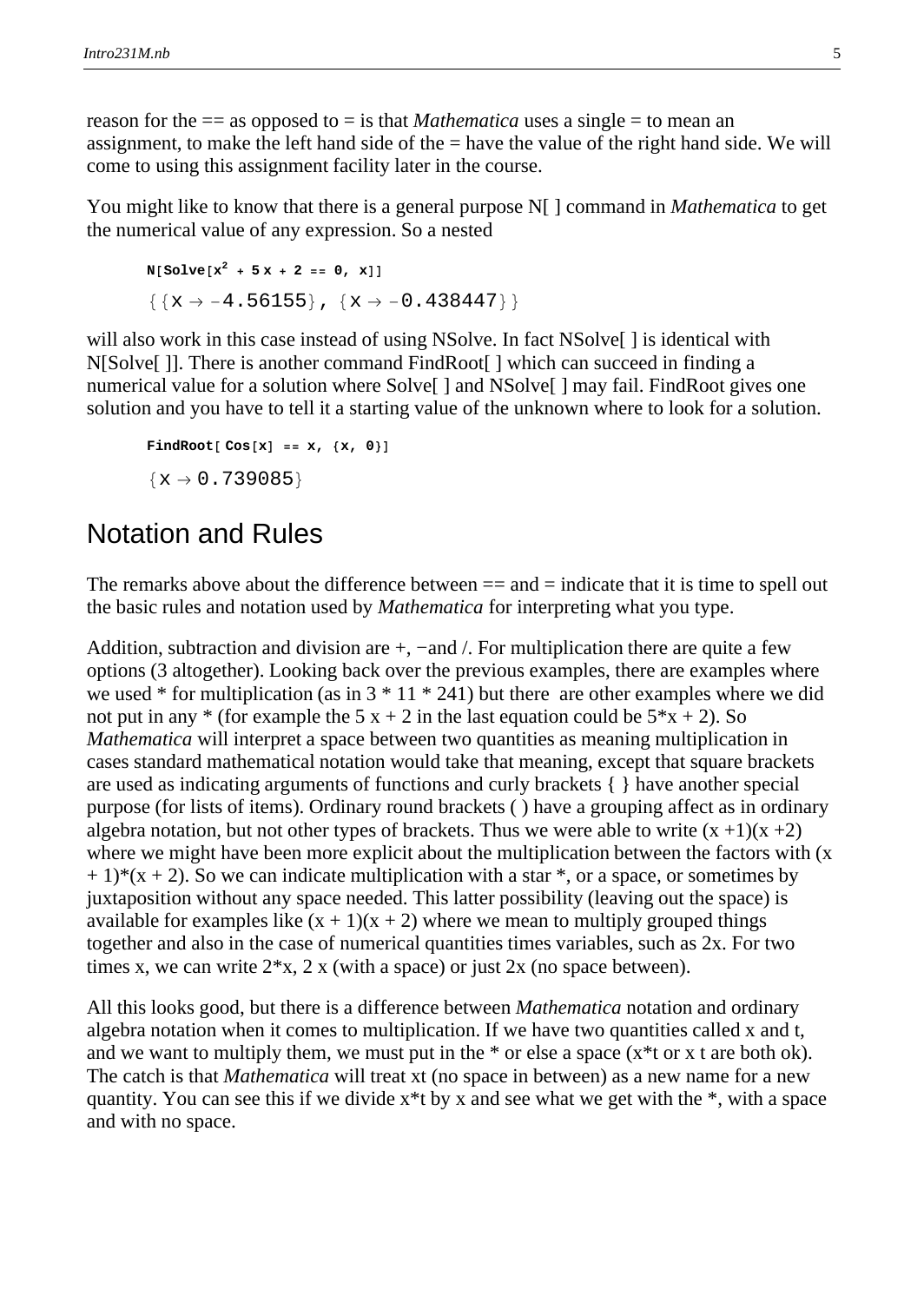reason for the == as opposed to = is that *Mathematica* uses a single = to mean an assignment, to make the left hand side of the = have the value of the right hand side. We will come to using this assignment facility later in the course.

You might like to know that there is a general purpose N[ ] command in *Mathematica* to get the numerical value of any expression. So a nested

```
N[Solve[x^2 + 5 x + 2 == 0, x]]
```

```
{{x → -4.56155}, {x → -0.438447}}
```

will also work in this case instead of using NSolve. In fact NSolve[ ] is identical with N[Solve[ ]]. There is another command FindRoot[ ] which can succeed in finding a numerical value for a solution where Solve[ ] and NSolve[ ] may fail. FindRoot gives one solution and you have to tell it a starting value of the unknown where to look for a solution.

```
FindRoot[ Cos[x] == x, {x, 0}]
```

```
{x → 0.739085}
```

## Notation and Rules

The remarks above about the difference between == and = indicate that it is time to spell out the basic rules and notation used by *Mathematica* for interpreting what you type.

Addition, subtraction and division are +, −and /. For multiplication there are quite a few options (3 altogether). Looking back over the previous examples, there are examples where we used * for multiplication (as in 3 * 11 * 241) but there are other examples where we did not put in any * (for example the 5 x + 2 in the last equation could be 5*x + 2). So *Mathematica* will interpret a space between two quantities as meaning multiplication in cases standard mathematical notation would take that meaning, except that square brackets are used as indicating arguments of functions and curly brackets { } have another special purpose (for lists of items). Ordinary round brackets ( ) have a grouping affect as in ordinary algebra notation, but not other types of brackets. Thus we were able to write (x +1)(x +2) where we might have been more explicit about the multiplication between the factors with (x + 1)*(x + 2). So we can indicate multiplication with a star *, or a space, or sometimes by juxtaposition without any space needed. This latter possibility (leaving out the space) is available for examples like (x + 1)(x + 2) where we mean to multiply grouped things together and also in the case of numerical quantities times variables, such as 2x. For two times x, we can write 2*x, 2 x (with a space) or just 2x (no space between).

All this looks good, but there is a difference between *Mathematica* notation and ordinary algebra notation when it comes to multiplication. If we have two quantities called x and t, and we want to multiply them, we must put in the * or else a space (x*t or x t are both ok). The catch is that *Mathematica* will treat xt (no space in between) as a new name for a new quantity. You can see this if we divide x*t by x and see what we get with the *, with a space and with no space.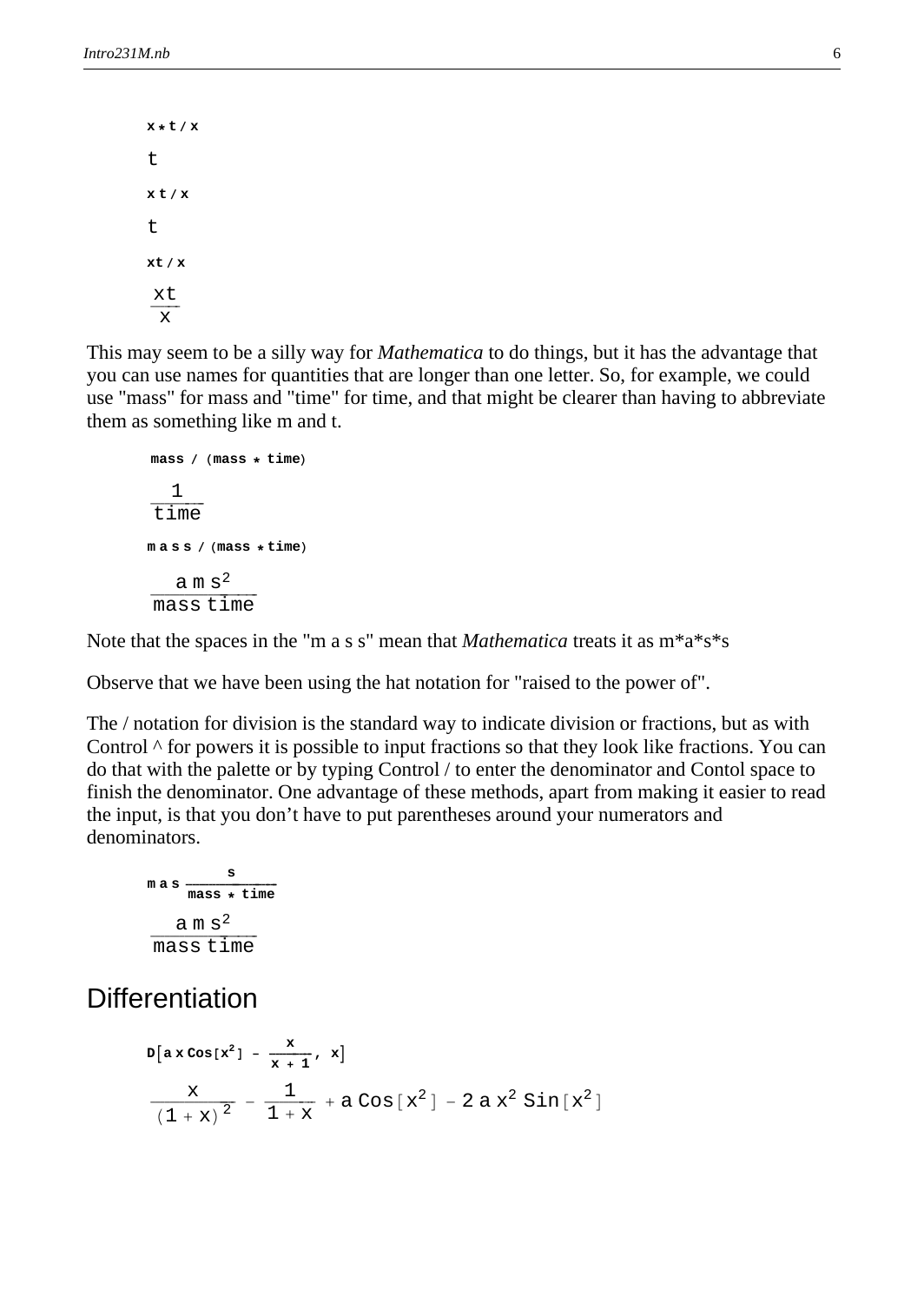```
x * t / x
```

t

```
x t / x
```

t

```
xt / x
```

$$\frac{xt}{x}$$

This may seem to be a silly way for *Mathematica* to do things, but it has the advantage that you can use names for quantities that are longer than one letter. So, for example, we could use "mass" for mass and "time" for time, and that might be clearer than having to abbreviate them as something like m and t.

```
mass / (mass * time)
```

$$\frac{1}{\text{time}}$$

```
m a s s / (mass * time)
```

$$\frac{a\, m\, s^2}{\text{mass time}}$$

Note that the spaces in the "m a s s" mean that *Mathematica* treats it as m*a*s*s

Observe that we have been using the hat notation for "raised to the power of".

The / notation for division is the standard way to indicate division or fractions, but as with Control ^ for powers it is possible to input fractions so that they look like fractions. You can do that with the palette or by typing Control / to enter the denominator and Contol space to finish the denominator. One advantage of these methods, apart from making it easier to read the input, is that you don’t have to put parentheses around your numerators and denominators.

$$m\, a\, s \frac{s}{\text{mass} * \text{time}}$$

$$\frac{a\, m\, s^2}{\text{mass time}}$$

## Differentiation

$$\text{D}\left[a\, x\, \text{Cos}[x^2] - \frac{x}{x+1},\ x\right]$$

$$\frac{x}{(1+x)^2} - \frac{1}{1+x} + a\, \text{Cos}[x^2] - 2\, a\, x^2\, \text{Sin}[x^2]$$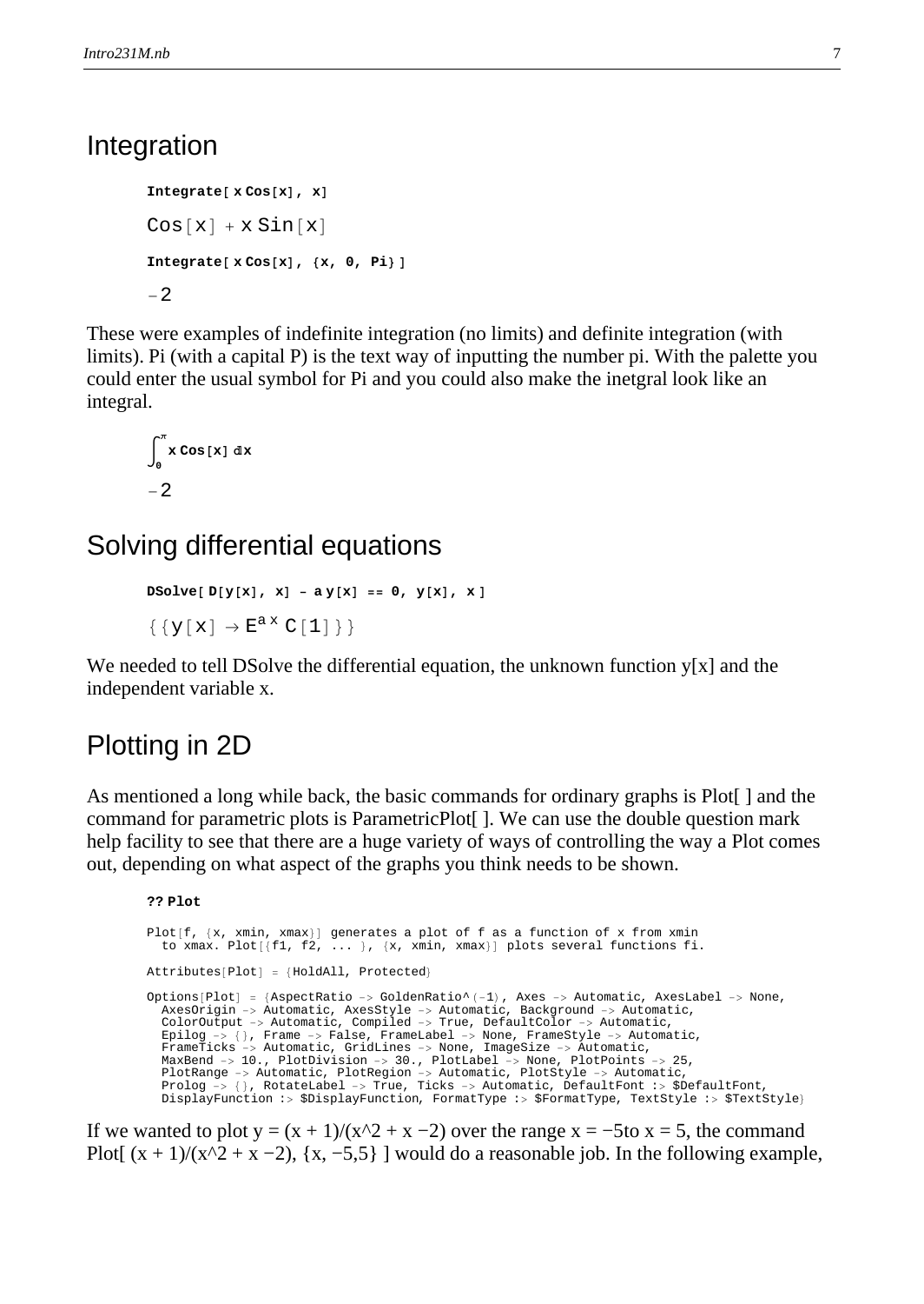## Integration

```
Integrate[ x Cos[x], x]
```

```
Cos[x] + x Sin[x]
```

```
Integrate[ x Cos[x], {x, 0, Pi} ]
```

```
-2
```

These were examples of indefinite integration (no limits) and definite integration (with limits). Pi (with a capital P) is the text way of inputting the number pi. With the palette you could enter the usual symbol for Pi and you could also make the inetgral look like an integral.

$$\int_0^{\pi} x \, \mathrm{Cos}[x] \, dx$$

```
-2
```

## Solving differential equations

```
DSolve[ D[y[x], x] - a y[x] == 0, y[x], x ]
```

$\{\{y[x] \to E^{a\,x}\, C[1]\}\}$

We needed to tell DSolve the differential equation, the unknown function y[x] and the independent variable x.

## Plotting in 2D

As mentioned a long while back, the basic commands for ordinary graphs is Plot[ ] and the command for parametric plots is ParametricPlot[ ]. We can use the double question mark help facility to see that there are a huge variety of ways of controlling the way a Plot comes out, depending on what aspect of the graphs you think needs to be shown.

```
?? Plot
```

```
Plot[f, {x, xmin, xmax}] generates a plot of f as a function of x from xmin
  to xmax. Plot[{f1, f2, ... }, {x, xmin, xmax}] plots several functions fi.

Attributes[Plot] = {HoldAll, Protected}

Options[Plot] = {AspectRatio -> GoldenRatio^(-1), Axes -> Automatic, AxesLabel -> None,
  AxesOrigin -> Automatic, AxesStyle -> Automatic, Background -> Automatic,
  ColorOutput -> Automatic, Compiled -> True, DefaultColor -> Automatic,
  Epilog -> {}, Frame -> False, FrameLabel -> None, FrameStyle -> Automatic,
  FrameTicks -> Automatic, GridLines -> None, ImageSize -> Automatic,
  MaxBend -> 10., PlotDivision -> 30., PlotLabel -> None, PlotPoints -> 25,
  PlotRange -> Automatic, PlotRegion -> Automatic, PlotStyle -> Automatic,
  Prolog -> {}, RotateLabel -> True, Ticks -> Automatic, DefaultFont :> $DefaultFont,
  DisplayFunction :> $DisplayFunction, FormatType :> $FormatType, TextStyle :> $TextStyle}
```

If we wanted to plot y = (x + 1)/(x^2 + x −2) over the range x = −5to x = 5, the command Plot[ (x + 1)/(x^2 + x −2), {x, −5,5} ] would do a reasonable job. In the following example,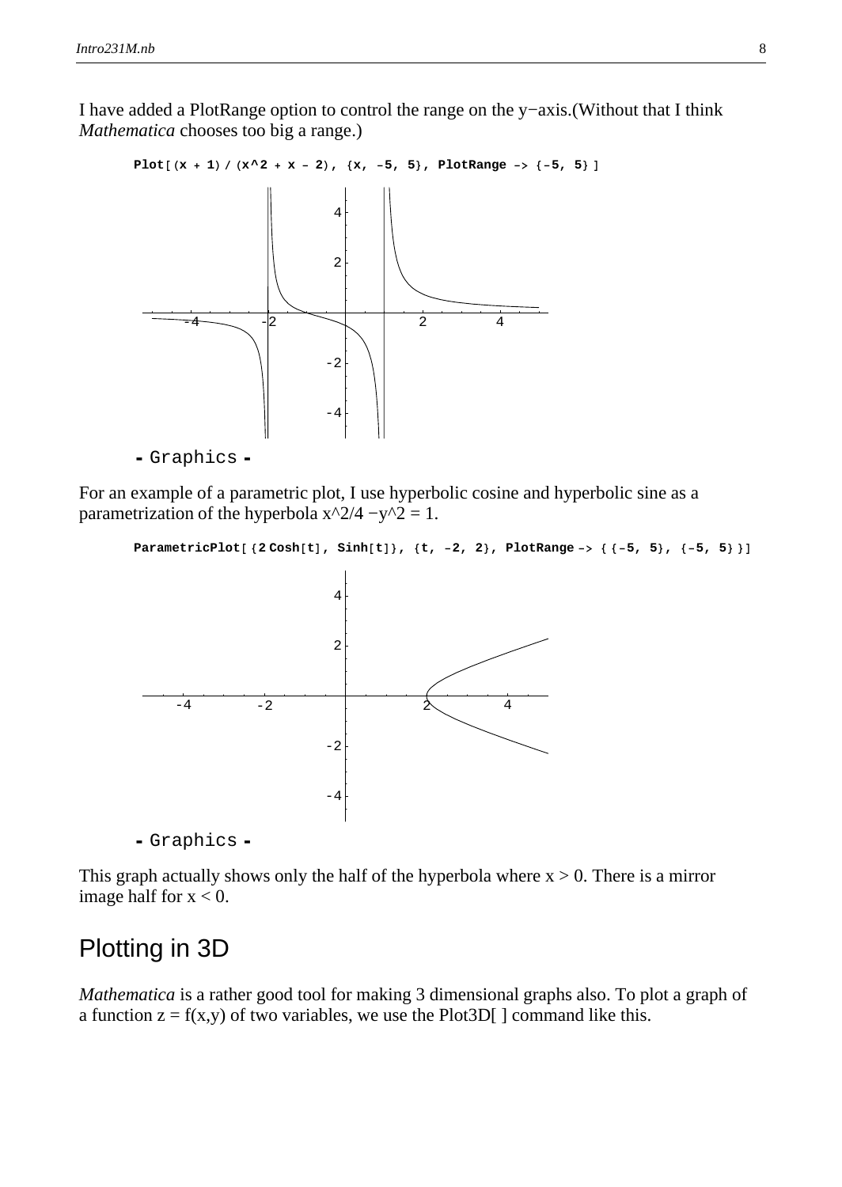I have added a PlotRange option to control the range on the y−axis.(Without that I think *Mathematica* chooses too big a range.)

```
Plot[(x + 1) / (x^2 + x - 2), {x, -5, 5}, PlotRange -> {-5, 5}]
```

```
- Graphics -
```

For an example of a parametric plot, I use hyperbolic cosine and hyperbolic sine as a parametrization of the hyperbola x^2/4 −y^2 = 1.

```
ParametricPlot[{2 Cosh[t], Sinh[t]}, {t, -2, 2}, PlotRange -> {{-5, 5}, {-5, 5}}]
```

```
- Graphics -
```

This graph actually shows only the half of the hyperbola where $x > 0$. There is a mirror image half for $x < 0$.

## Plotting in 3D

*Mathematica* is a rather good tool for making 3 dimensional graphs also. To plot a graph of a function $z = f(x,y)$ of two variables, we use the Plot3D[ ] command like this.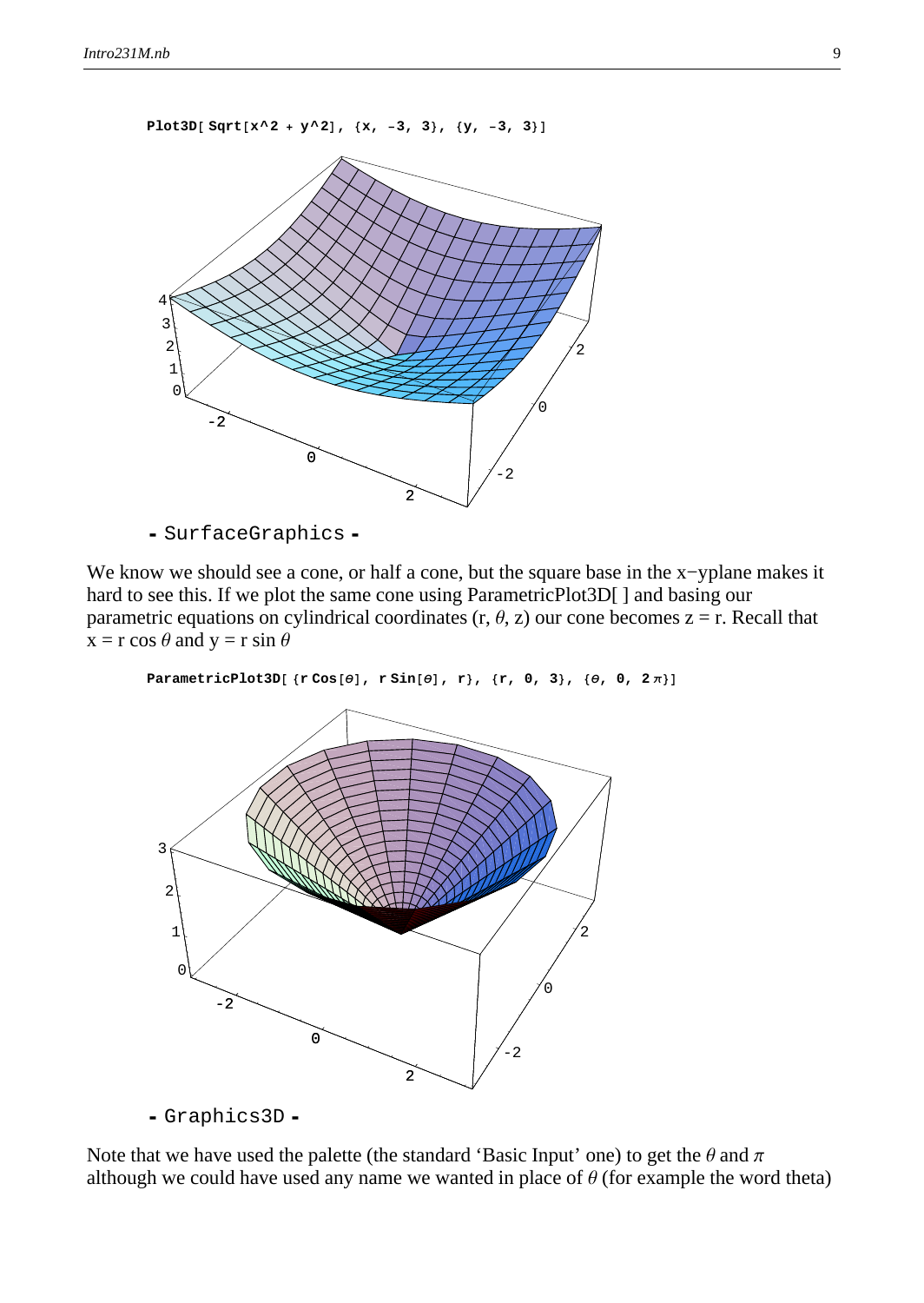```
Plot3D[ Sqrt[x^2 + y^2], {x, -3, 3}, {y, -3, 3}]
```

```
- SurfaceGraphics -
```

We know we should see a cone, or half a cone, but the square base in the x−yplane makes it hard to see this. If we plot the same cone using ParametricPlot3D[ ] and basing our parametric equations on cylindrical coordinates (r, $\theta$, z) our cone becomes z = r. Recall that $x = r\cos\theta$ and $y = r\sin\theta$

```
ParametricPlot3D[ {r Cos[θ], r Sin[θ], r}, {r, 0, 3}, {θ, 0, 2 π}]
```

```
- Graphics3D -
```

Note that we have used the palette (the standard 'Basic Input' one) to get the $\theta$ and $\pi$ although we could have used any name we wanted in place of $\theta$ (for example the word theta)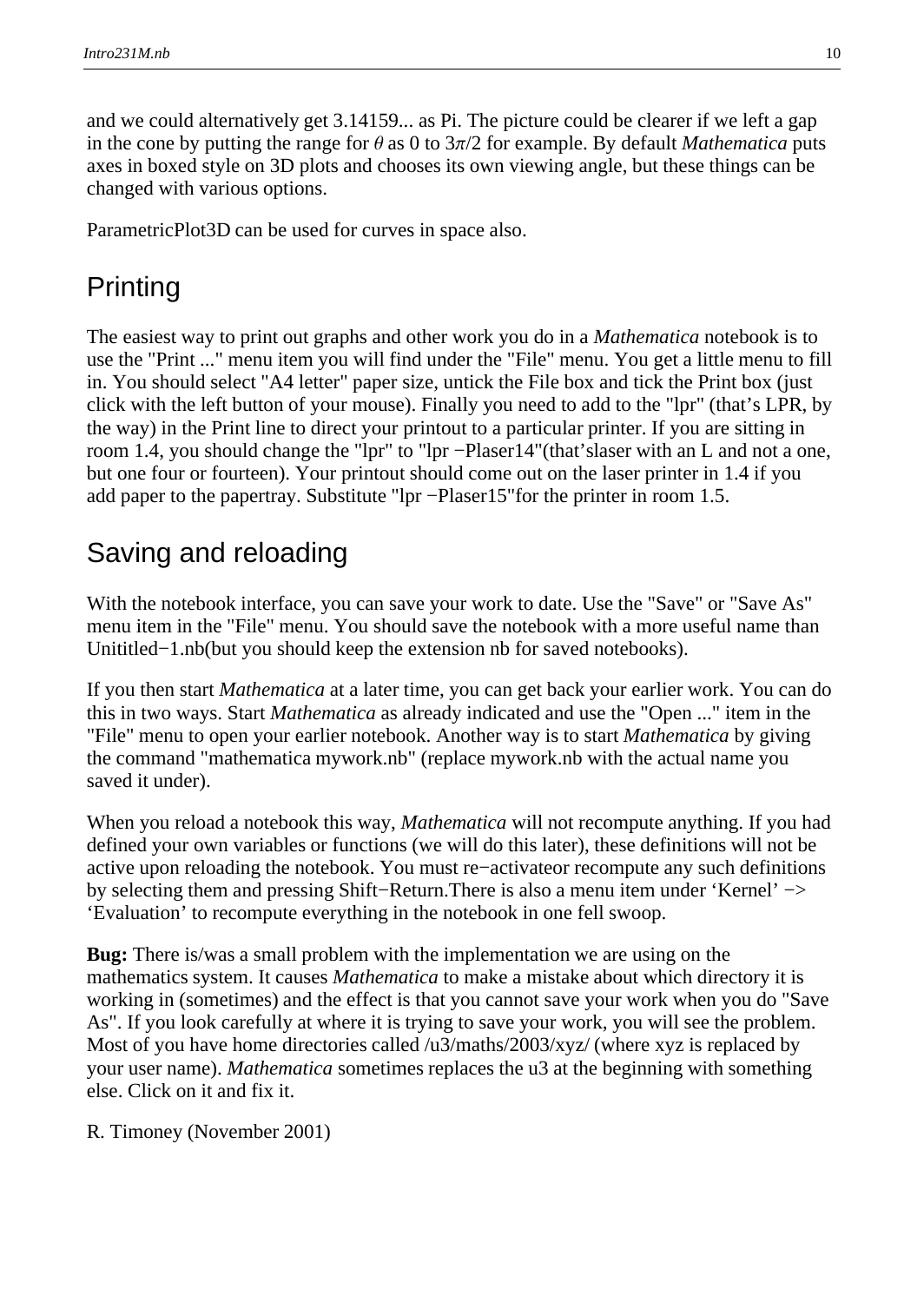and we could alternatively get 3.14159... as Pi. The picture could be clearer if we left a gap in the cone by putting the range for $\theta$ as 0 to $3\pi/2$ for example. By default *Mathematica* puts axes in boxed style on 3D plots and chooses its own viewing angle, but these things can be changed with various options.

ParametricPlot3D can be used for curves in space also.

# Printing

The easiest way to print out graphs and other work you do in a *Mathematica* notebook is to use the "Print ..." menu item you will find under the "File" menu. You get a little menu to fill in. You should select "A4 letter" paper size, untick the File box and tick the Print box (just click with the left button of your mouse). Finally you need to add to the "lpr" (that's LPR, by the way) in the Print line to direct your printout to a particular printer. If you are sitting in room 1.4, you should change the "lpr" to "lpr −Plaser14"(that'slaser with an L and not a one, but one four or fourteen). Your printout should come out on the laser printer in 1.4 if you add paper to the papertray. Substitute "lpr −Plaser15"for the printer in room 1.5.

# Saving and reloading

With the notebook interface, you can save your work to date. Use the "Save" or "Save As" menu item in the "File" menu. You should save the notebook with a more useful name than Unititled−1.nb(but you should keep the extension nb for saved notebooks).

If you then start *Mathematica* at a later time, you can get back your earlier work. You can do this in two ways. Start *Mathematica* as already indicated and use the "Open ..." item in the "File" menu to open your earlier notebook. Another way is to start *Mathematica* by giving the command "mathematica mywork.nb" (replace mywork.nb with the actual name you saved it under).

When you reload a notebook this way, *Mathematica* will not recompute anything. If you had defined your own variables or functions (we will do this later), these definitions will not be active upon reloading the notebook. You must re−activateor recompute any such definitions by selecting them and pressing Shift−Return.There is also a menu item under 'Kernel' −> 'Evaluation' to recompute everything in the notebook in one fell swoop.

**Bug:** There is/was a small problem with the implementation we are using on the mathematics system. It causes *Mathematica* to make a mistake about which directory it is working in (sometimes) and the effect is that you cannot save your work when you do "Save As". If you look carefully at where it is trying to save your work, you will see the problem. Most of you have home directories called /u3/maths/2003/xyz/ (where xyz is replaced by your user name). *Mathematica* sometimes replaces the u3 at the beginning with something else. Click on it and fix it.

R. Timoney (November 2001)